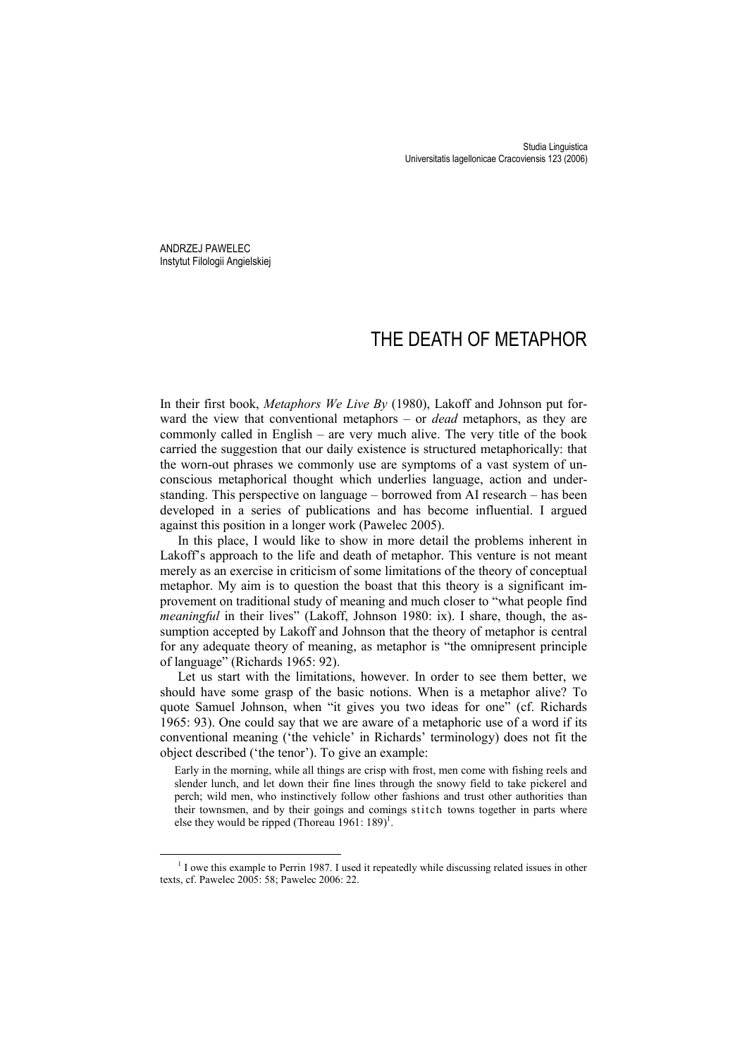ANDRZEJ PAWELEC
Instytut Filologii Angielskiej

# THE DEATH OF METAPHOR

In their first book, *Metaphors We Live By* (1980), Lakoff and Johnson put forward the view that conventional metaphors – or *dead* metaphors, as they are commonly called in English – are very much alive. The very title of the book carried the suggestion that our daily existence is structured metaphorically: that the worn-out phrases we commonly use are symptoms of a vast system of unconscious metaphorical thought which underlies language, action and understanding. This perspective on language – borrowed from AI research – has been developed in a series of publications and has become influential. I argued against this position in a longer work (Pawelec 2005).

In this place, I would like to show in more detail the problems inherent in Lakoff's approach to the life and death of metaphor. This venture is not meant merely as an exercise in criticism of some limitations of the theory of conceptual metaphor. My aim is to question the boast that this theory is a significant improvement on traditional study of meaning and much closer to "what people find *meaningful* in their lives" (Lakoff, Johnson 1980: ix). I share, though, the assumption accepted by Lakoff and Johnson that the theory of metaphor is central for any adequate theory of meaning, as metaphor is "the omnipresent principle of language" (Richards 1965: 92).

Let us start with the limitations, however. In order to see them better, we should have some grasp of the basic notions. When is a metaphor alive? To quote Samuel Johnson, when "it gives you two ideas for one" (cf. Richards 1965: 93). One could say that we are aware of a metaphoric use of a word if its conventional meaning ('the vehicle' in Richards' terminology) does not fit the object described ('the tenor'). To give an example:

> Early in the morning, while all things are crisp with frost, men come with fishing reels and slender lunch, and let down their fine lines through the snowy field to take pickerel and perch; wild men, who instinctively follow other fashions and trust other authorities than their townsmen, and by their goings and comings s t i t c h towns together in parts where else they would be ripped (Thoreau 1961: 189)[1].

[1] I owe this example to Perrin 1987. I used it repeatedly while discussing related issues in other texts, cf. Pawelec 2005: 58; Pawelec 2006: 22.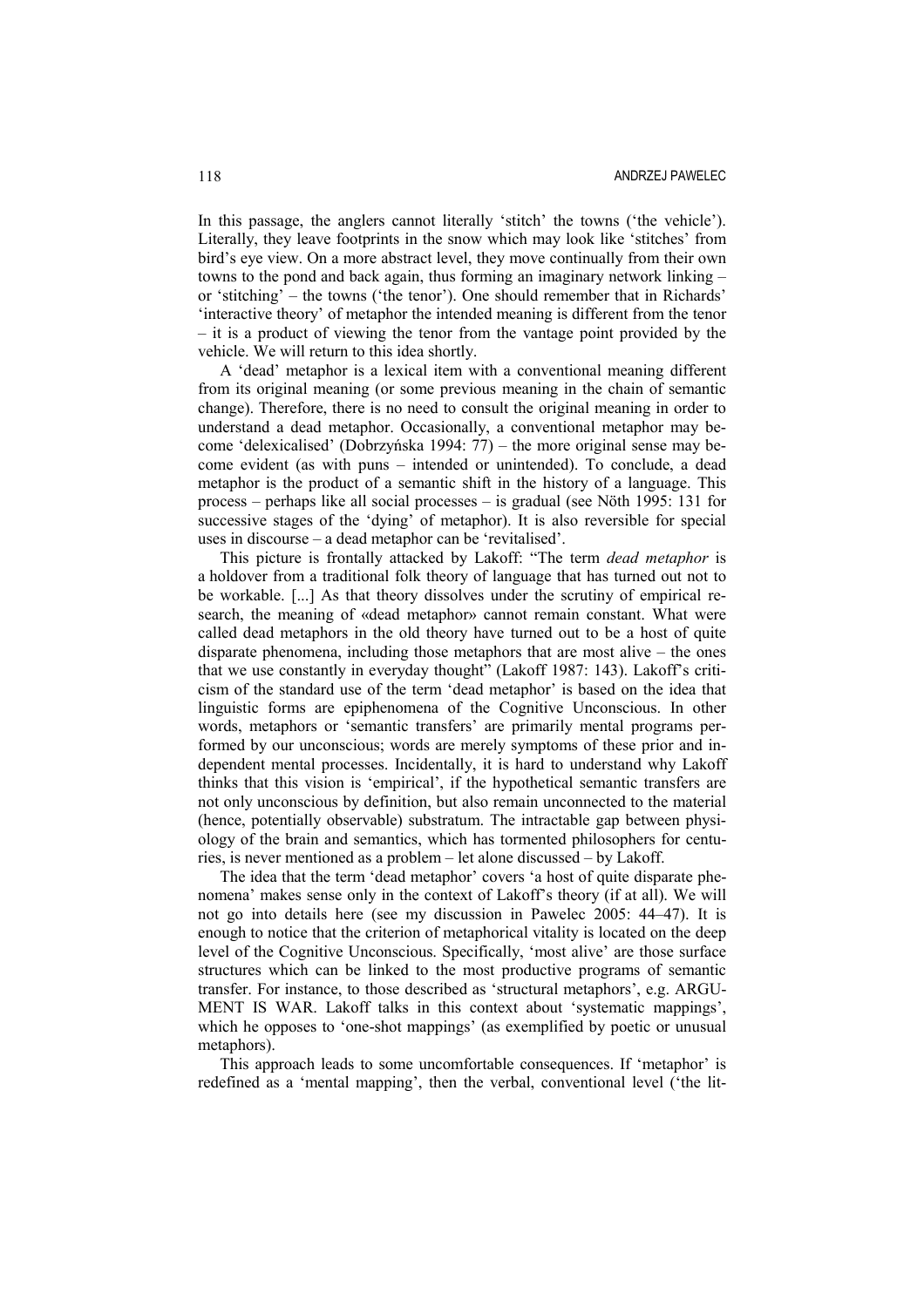In this passage, the anglers cannot literally 'stitch' the towns ('the vehicle'). Literally, they leave footprints in the snow which may look like 'stitches' from bird's eye view. On a more abstract level, they move continually from their own towns to the pond and back again, thus forming an imaginary network linking – or 'stitching' – the towns ('the tenor'). One should remember that in Richards' 'interactive theory' of metaphor the intended meaning is different from the tenor – it is a product of viewing the tenor from the vantage point provided by the vehicle. We will return to this idea shortly.

A 'dead' metaphor is a lexical item with a conventional meaning different from its original meaning (or some previous meaning in the chain of semantic change). Therefore, there is no need to consult the original meaning in order to understand a dead metaphor. Occasionally, a conventional metaphor may become 'delexicalised' (Dobrzyńska 1994: 77) – the more original sense may become evident (as with puns – intended or unintended). To conclude, a dead metaphor is the product of a semantic shift in the history of a language. This process – perhaps like all social processes – is gradual (see Nöth 1995: 131 for successive stages of the 'dying' of metaphor). It is also reversible for special uses in discourse – a dead metaphor can be 'revitalised'.

This picture is frontally attacked by Lakoff: "The term *dead metaphor* is a holdover from a traditional folk theory of language that has turned out not to be workable. [...] As that theory dissolves under the scrutiny of empirical research, the meaning of «dead metaphor» cannot remain constant. What were called dead metaphors in the old theory have turned out to be a host of quite disparate phenomena, including those metaphors that are most alive – the ones that we use constantly in everyday thought" (Lakoff 1987: 143). Lakoff's criticism of the standard use of the term 'dead metaphor' is based on the idea that linguistic forms are epiphenomena of the Cognitive Unconscious. In other words, metaphors or 'semantic transfers' are primarily mental programs performed by our unconscious; words are merely symptoms of these prior and independent mental processes. Incidentally, it is hard to understand why Lakoff thinks that this vision is 'empirical', if the hypothetical semantic transfers are not only unconscious by definition, but also remain unconnected to the material (hence, potentially observable) substratum. The intractable gap between physiology of the brain and semantics, which has tormented philosophers for centuries, is never mentioned as a problem – let alone discussed – by Lakoff.

The idea that the term 'dead metaphor' covers 'a host of quite disparate phenomena' makes sense only in the context of Lakoff's theory (if at all). We will not go into details here (see my discussion in Pawelec 2005: 44–47). It is enough to notice that the criterion of metaphorical vitality is located on the deep level of the Cognitive Unconscious. Specifically, 'most alive' are those surface structures which can be linked to the most productive programs of semantic transfer. For instance, to those described as 'structural metaphors', e.g. ARGUMENT IS WAR. Lakoff talks in this context about 'systematic mappings', which he opposes to 'one-shot mappings' (as exemplified by poetic or unusual metaphors).

This approach leads to some uncomfortable consequences. If 'metaphor' is redefined as a 'mental mapping', then the verbal, conventional level ('the lit-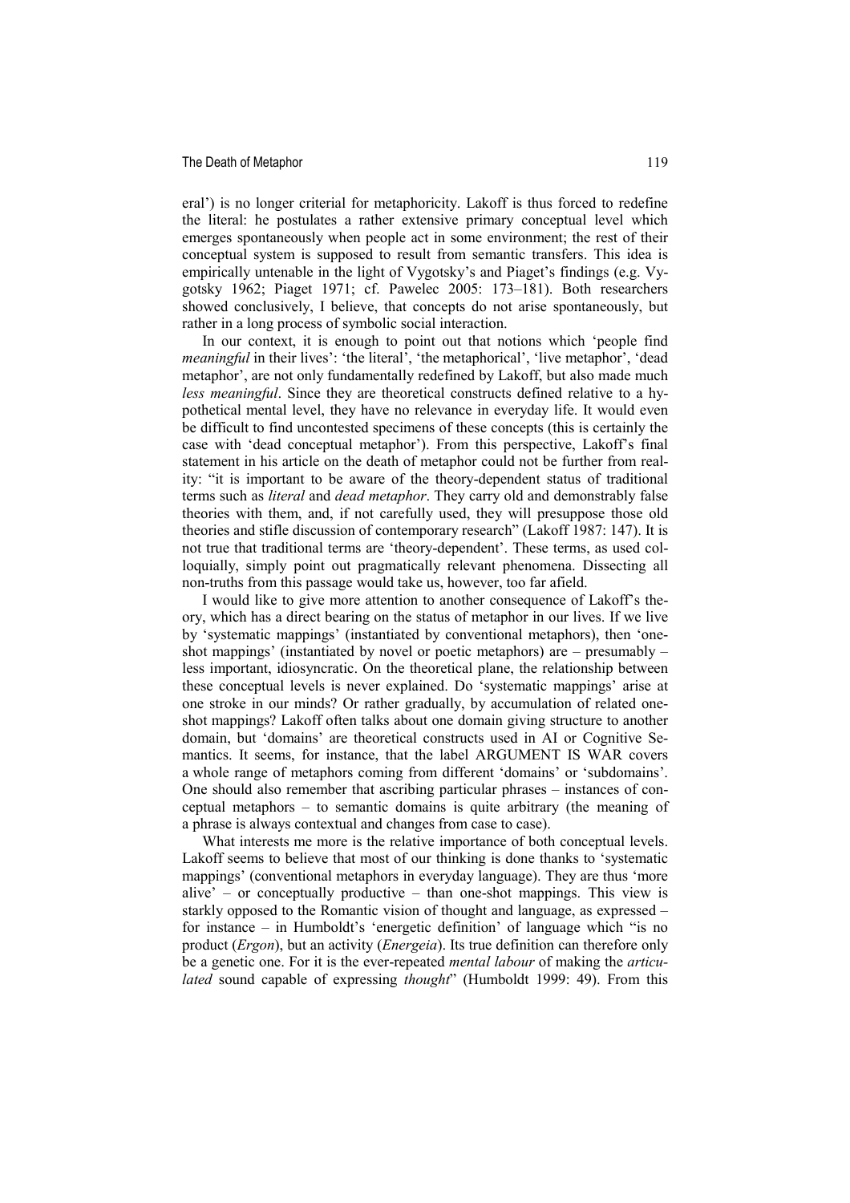eral') is no longer criterial for metaphoricity. Lakoff is thus forced to redefine the literal: he postulates a rather extensive primary conceptual level which emerges spontaneously when people act in some environment; the rest of their conceptual system is supposed to result from semantic transfers. This idea is empirically untenable in the light of Vygotsky's and Piaget's findings (e.g. Vygotsky 1962; Piaget 1971; cf. Pawelec 2005: 173–181). Both researchers showed conclusively, I believe, that concepts do not arise spontaneously, but rather in a long process of symbolic social interaction.

In our context, it is enough to point out that notions which 'people find *meaningful* in their lives': 'the literal', 'the metaphorical', 'live metaphor', 'dead metaphor', are not only fundamentally redefined by Lakoff, but also made much *less meaningful*. Since they are theoretical constructs defined relative to a hypothetical mental level, they have no relevance in everyday life. It would even be difficult to find uncontested specimens of these concepts (this is certainly the case with 'dead conceptual metaphor'). From this perspective, Lakoff's final statement in his article on the death of metaphor could not be further from reality: "it is important to be aware of the theory-dependent status of traditional terms such as *literal* and *dead metaphor*. They carry old and demonstrably false theories with them, and, if not carefully used, they will presuppose those old theories and stifle discussion of contemporary research" (Lakoff 1987: 147). It is not true that traditional terms are 'theory-dependent'. These terms, as used colloquially, simply point out pragmatically relevant phenomena. Dissecting all non-truths from this passage would take us, however, too far afield.

I would like to give more attention to another consequence of Lakoff's theory, which has a direct bearing on the status of metaphor in our lives. If we live by 'systematic mappings' (instantiated by conventional metaphors), then 'one-shot mappings' (instantiated by novel or poetic metaphors) are – presumably – less important, idiosyncratic. On the theoretical plane, the relationship between these conceptual levels is never explained. Do 'systematic mappings' arise at one stroke in our minds? Or rather gradually, by accumulation of related one-shot mappings? Lakoff often talks about one domain giving structure to another domain, but 'domains' are theoretical constructs used in AI or Cognitive Semantics. It seems, for instance, that the label ARGUMENT IS WAR covers a whole range of metaphors coming from different 'domains' or 'subdomains'. One should also remember that ascribing particular phrases – instances of conceptual metaphors – to semantic domains is quite arbitrary (the meaning of a phrase is always contextual and changes from case to case).

What interests me more is the relative importance of both conceptual levels. Lakoff seems to believe that most of our thinking is done thanks to 'systematic mappings' (conventional metaphors in everyday language). They are thus 'more alive' – or conceptually productive – than one-shot mappings. This view is starkly opposed to the Romantic vision of thought and language, as expressed – for instance – in Humboldt's 'energetic definition' of language which "is no product (*Ergon*), but an activity (*Energeia*). Its true definition can therefore only be a genetic one. For it is the ever-repeated *mental labour* of making the *articulated* sound capable of expressing *thought*" (Humboldt 1999: 49). From this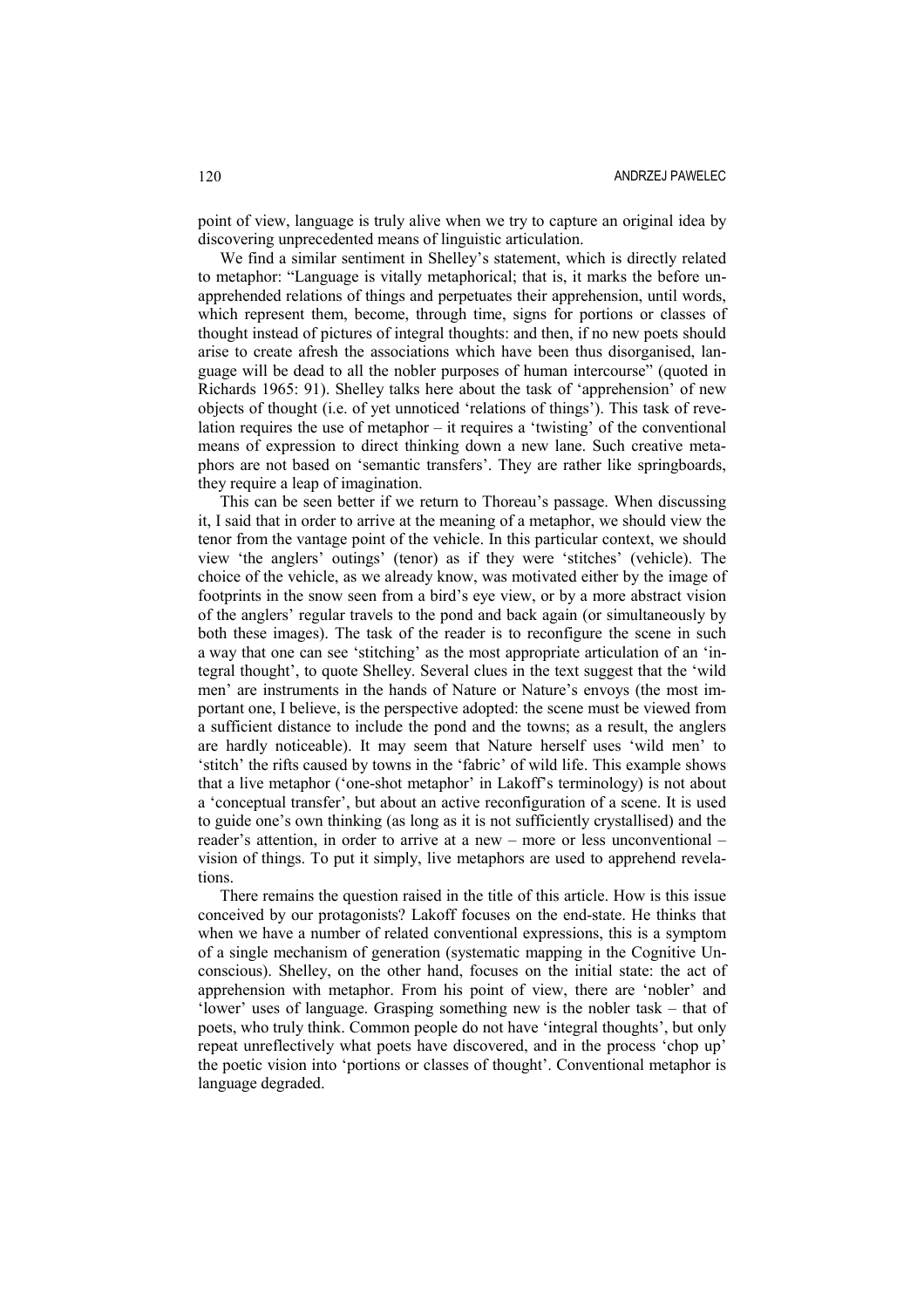point of view, language is truly alive when we try to capture an original idea by discovering unprecedented means of linguistic articulation.

We find a similar sentiment in Shelley's statement, which is directly related to metaphor: "Language is vitally metaphorical; that is, it marks the before unapprehended relations of things and perpetuates their apprehension, until words, which represent them, become, through time, signs for portions or classes of thought instead of pictures of integral thoughts: and then, if no new poets should arise to create afresh the associations which have been thus disorganised, language will be dead to all the nobler purposes of human intercourse" (quoted in Richards 1965: 91). Shelley talks here about the task of 'apprehension' of new objects of thought (i.e. of yet unnoticed 'relations of things'). This task of revelation requires the use of metaphor – it requires a 'twisting' of the conventional means of expression to direct thinking down a new lane. Such creative metaphors are not based on 'semantic transfers'. They are rather like springboards, they require a leap of imagination.

This can be seen better if we return to Thoreau's passage. When discussing it, I said that in order to arrive at the meaning of a metaphor, we should view the tenor from the vantage point of the vehicle. In this particular context, we should view 'the anglers' outings' (tenor) as if they were 'stitches' (vehicle). The choice of the vehicle, as we already know, was motivated either by the image of footprints in the snow seen from a bird's eye view, or by a more abstract vision of the anglers' regular travels to the pond and back again (or simultaneously by both these images). The task of the reader is to reconfigure the scene in such a way that one can see 'stitching' as the most appropriate articulation of an 'integral thought', to quote Shelley. Several clues in the text suggest that the 'wild men' are instruments in the hands of Nature or Nature's envoys (the most important one, I believe, is the perspective adopted: the scene must be viewed from a sufficient distance to include the pond and the towns; as a result, the anglers are hardly noticeable). It may seem that Nature herself uses 'wild men' to 'stitch' the rifts caused by towns in the 'fabric' of wild life. This example shows that a live metaphor ('one-shot metaphor' in Lakoff's terminology) is not about a 'conceptual transfer', but about an active reconfiguration of a scene. It is used to guide one's own thinking (as long as it is not sufficiently crystallised) and the reader's attention, in order to arrive at a new – more or less unconventional – vision of things. To put it simply, live metaphors are used to apprehend revelations.

There remains the question raised in the title of this article. How is this issue conceived by our protagonists? Lakoff focuses on the end-state. He thinks that when we have a number of related conventional expressions, this is a symptom of a single mechanism of generation (systematic mapping in the Cognitive Unconscious). Shelley, on the other hand, focuses on the initial state: the act of apprehension with metaphor. From his point of view, there are 'nobler' and 'lower' uses of language. Grasping something new is the nobler task – that of poets, who truly think. Common people do not have 'integral thoughts', but only repeat unreflectively what poets have discovered, and in the process 'chop up' the poetic vision into 'portions or classes of thought'. Conventional metaphor is language degraded.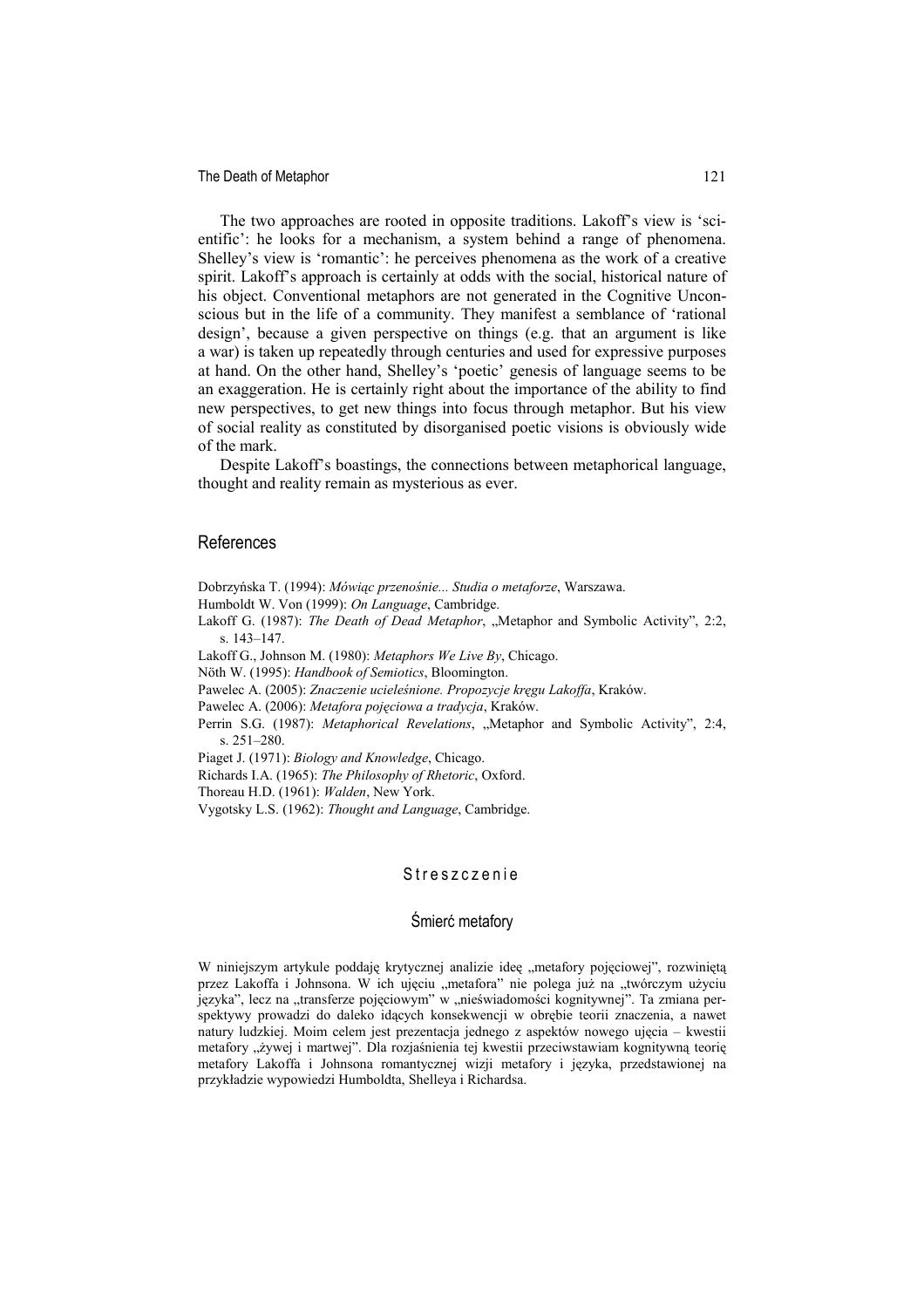The two approaches are rooted in opposite traditions. Lakoff's view is 'scientific': he looks for a mechanism, a system behind a range of phenomena. Shelley's view is 'romantic': he perceives phenomena as the work of a creative spirit. Lakoff's approach is certainly at odds with the social, historical nature of his object. Conventional metaphors are not generated in the Cognitive Unconscious but in the life of a community. They manifest a semblance of 'rational design', because a given perspective on things (e.g. that an argument is like a war) is taken up repeatedly through centuries and used for expressive purposes at hand. On the other hand, Shelley's 'poetic' genesis of language seems to be an exaggeration. He is certainly right about the importance of the ability to find new perspectives, to get new things into focus through metaphor. But his view of social reality as constituted by disorganised poetic visions is obviously wide of the mark.

Despite Lakoff's boastings, the connections between metaphorical language, thought and reality remain as mysterious as ever.

## References

Dobrzyńska T. (1994): *Mówiąc przenośnie... Studia o metaforze*, Warszawa.

Humboldt W. Von (1999): *On Language*, Cambridge.

Lakoff G. (1987): *The Death of Dead Metaphor*, „Metaphor and Symbolic Activity", 2:2, s. 143–147.

Lakoff G., Johnson M. (1980): *Metaphors We Live By*, Chicago.

Nöth W. (1995): *Handbook of Semiotics*, Bloomington.

Pawelec A. (2005): *Znaczenie ucieleśnione. Propozycje kręgu Lakoffa*, Kraków.

Pawelec A. (2006): *Metafora pojęciowa a tradycja*, Kraków.

Perrin S.G. (1987): *Metaphorical Revelations*, „Metaphor and Symbolic Activity", 2:4, s. 251–280.

Piaget J. (1971): *Biology and Knowledge*, Chicago.

Richards I.A. (1965): *The Philosophy of Rhetoric*, Oxford.

Thoreau H.D. (1961): *Walden*, New York.

Vygotsky L.S. (1962): *Thought and Language*, Cambridge.

## Streszczenie

### Śmierć metafory

W niniejszym artykule poddaję krytycznej analizie ideę „metafory pojęciowej", rozwiniętą przez Lakoffa i Johnsona. W ich ujęciu „metafora" nie polega już na „twórczym użyciu języka", lecz na „transferze pojęciowym" w „nieświadomości kognitywnej". Ta zmiana perspektywy prowadzi do daleko idących konsekwencji w obrębie teorii znaczenia, a nawet natury ludzkiej. Moim celem jest prezentacja jednego z aspektów nowego ujęcia – kwestii metafory „żywej i martwej". Dla rozjaśnienia tej kwestii przeciwstawiam kognitywną teorię metafory Lakoffa i Johnsona romantycznej wizji metafory i języka, przedstawionej na przykładzie wypowiedzi Humboldta, Shelleya i Richardsa.